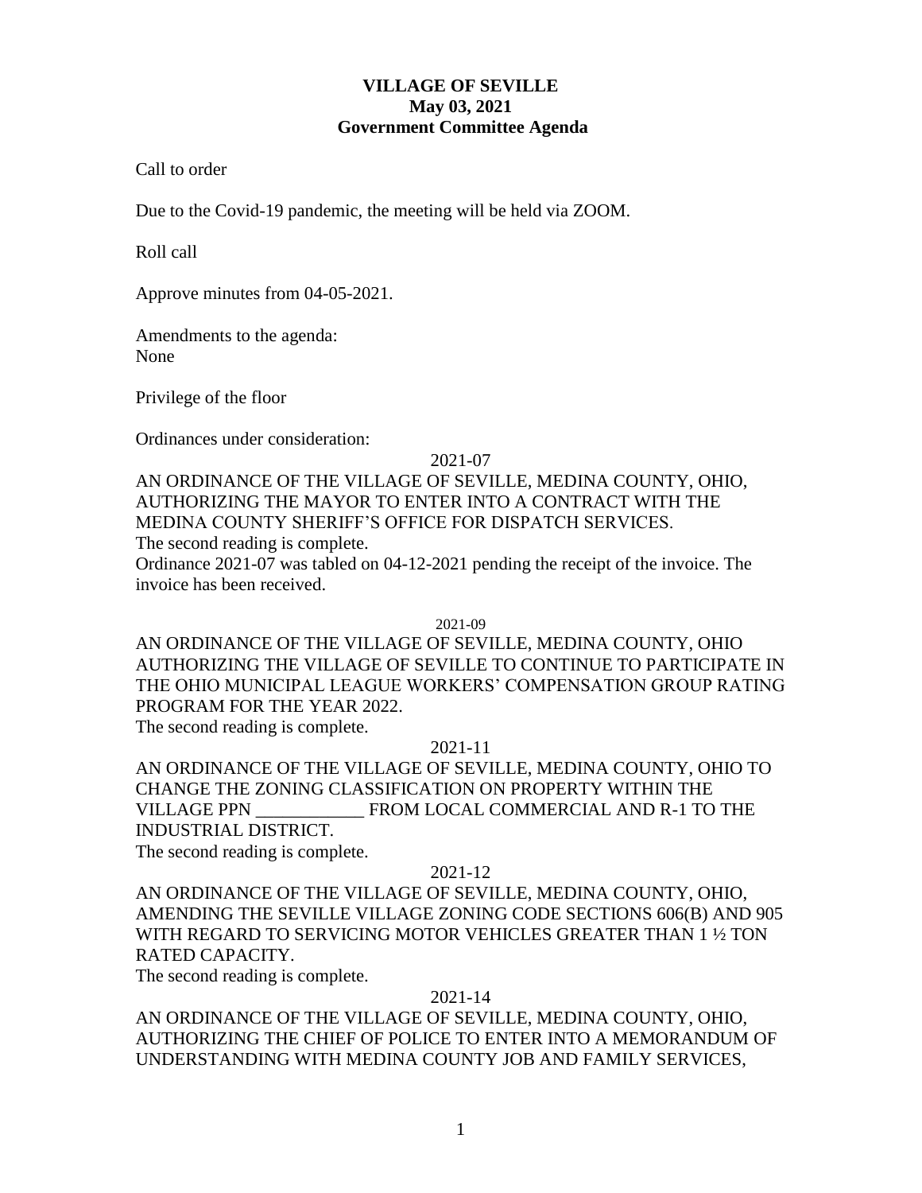**VILLAGE OF SEVILLE**
**May 03, 2021**
**Government Committee Agenda**

Call to order

Due to the Covid-19 pandemic, the meeting will be held via ZOOM.

Roll call

Approve minutes from 04-05-2021.

Amendments to the agenda:
None

Privilege of the floor

Ordinances under consideration:

2021-07

AN ORDINANCE OF THE VILLAGE OF SEVILLE, MEDINA COUNTY, OHIO, AUTHORIZING THE MAYOR TO ENTER INTO A CONTRACT WITH THE MEDINA COUNTY SHERIFF'S OFFICE FOR DISPATCH SERVICES.
The second reading is complete.
Ordinance 2021-07 was tabled on 04-12-2021 pending the receipt of the invoice. The invoice has been received.

2021-09

AN ORDINANCE OF THE VILLAGE OF SEVILLE, MEDINA COUNTY, OHIO AUTHORIZING THE VILLAGE OF SEVILLE TO CONTINUE TO PARTICIPATE IN THE OHIO MUNICIPAL LEAGUE WORKERS' COMPENSATION GROUP RATING PROGRAM FOR THE YEAR 2022.
The second reading is complete.

2021-11

AN ORDINANCE OF THE VILLAGE OF SEVILLE, MEDINA COUNTY, OHIO TO CHANGE THE ZONING CLASSIFICATION ON PROPERTY WITHIN THE VILLAGE PPN ____________ FROM LOCAL COMMERCIAL AND R-1 TO THE INDUSTRIAL DISTRICT.
The second reading is complete.

2021-12

AN ORDINANCE OF THE VILLAGE OF SEVILLE, MEDINA COUNTY, OHIO, AMENDING THE SEVILLE VILLAGE ZONING CODE SECTIONS 606(B) AND 905 WITH REGARD TO SERVICING MOTOR VEHICLES GREATER THAN 1 ½ TON RATED CAPACITY.
The second reading is complete.

2021-14

AN ORDINANCE OF THE VILLAGE OF SEVILLE, MEDINA COUNTY, OHIO, AUTHORIZING THE CHIEF OF POLICE TO ENTER INTO A MEMORANDUM OF UNDERSTANDING WITH MEDINA COUNTY JOB AND FAMILY SERVICES,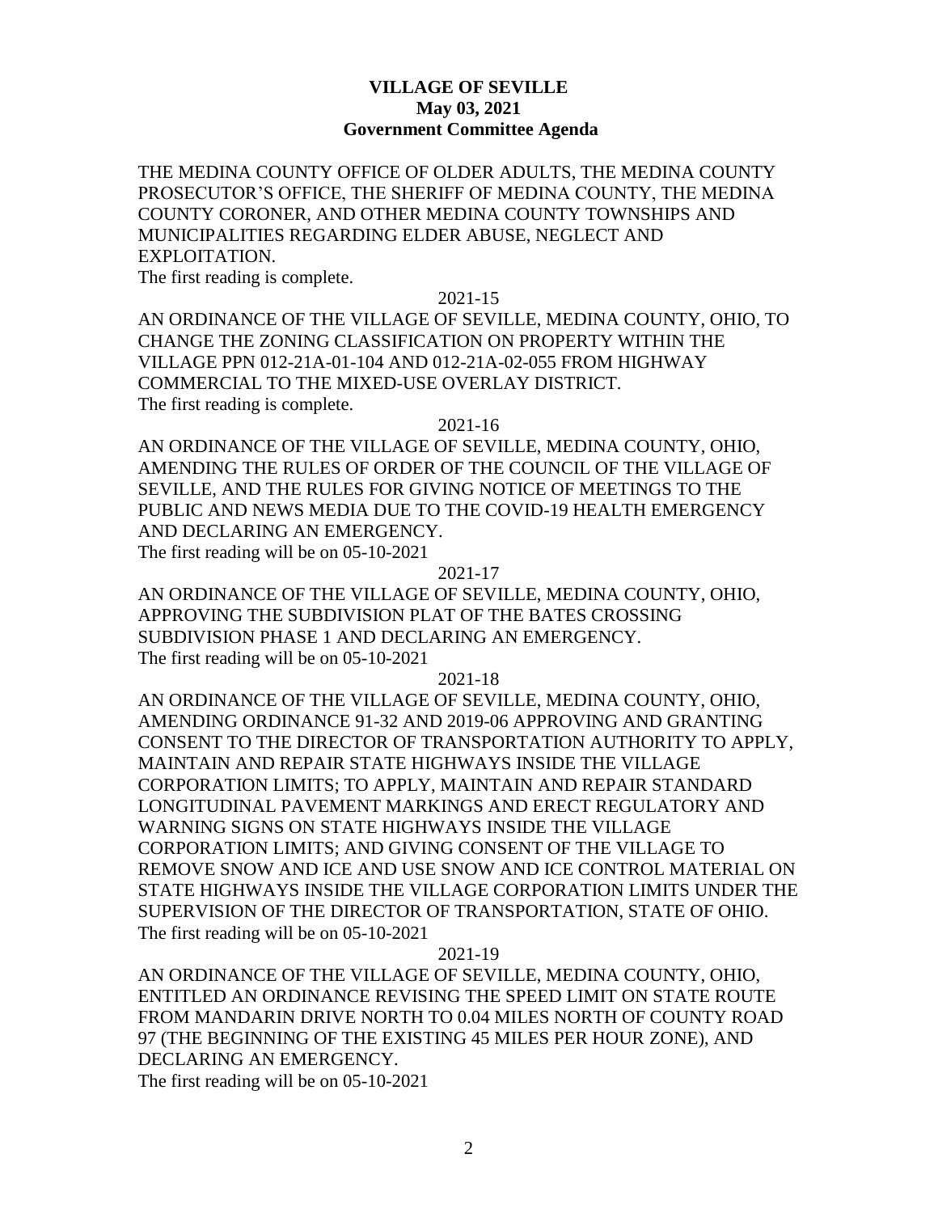**VILLAGE OF SEVILLE**
**May 03, 2021**
**Government Committee Agenda**

THE MEDINA COUNTY OFFICE OF OLDER ADULTS, THE MEDINA COUNTY PROSECUTOR'S OFFICE, THE SHERIFF OF MEDINA COUNTY, THE MEDINA COUNTY CORONER, AND OTHER MEDINA COUNTY TOWNSHIPS AND MUNICIPALITIES REGARDING ELDER ABUSE, NEGLECT AND EXPLOITATION.
The first reading is complete.

2021-15

AN ORDINANCE OF THE VILLAGE OF SEVILLE, MEDINA COUNTY, OHIO, TO CHANGE THE ZONING CLASSIFICATION ON PROPERTY WITHIN THE VILLAGE PPN 012-21A-01-104 AND 012-21A-02-055 FROM HIGHWAY COMMERCIAL TO THE MIXED-USE OVERLAY DISTRICT.
The first reading is complete.

2021-16

AN ORDINANCE OF THE VILLAGE OF SEVILLE, MEDINA COUNTY, OHIO, AMENDING THE RULES OF ORDER OF THE COUNCIL OF THE VILLAGE OF SEVILLE, AND THE RULES FOR GIVING NOTICE OF MEETINGS TO THE PUBLIC AND NEWS MEDIA DUE TO THE COVID-19 HEALTH EMERGENCY AND DECLARING AN EMERGENCY.
The first reading will be on 05-10-2021

2021-17

AN ORDINANCE OF THE VILLAGE OF SEVILLE, MEDINA COUNTY, OHIO, APPROVING THE SUBDIVISION PLAT OF THE BATES CROSSING SUBDIVISION PHASE 1 AND DECLARING AN EMERGENCY.
The first reading will be on 05-10-2021

2021-18

AN ORDINANCE OF THE VILLAGE OF SEVILLE, MEDINA COUNTY, OHIO, AMENDING ORDINANCE 91-32 AND 2019-06 APPROVING AND GRANTING CONSENT TO THE DIRECTOR OF TRANSPORTATION AUTHORITY TO APPLY, MAINTAIN AND REPAIR STATE HIGHWAYS INSIDE THE VILLAGE CORPORATION LIMITS; TO APPLY, MAINTAIN AND REPAIR STANDARD LONGITUDINAL PAVEMENT MARKINGS AND ERECT REGULATORY AND WARNING SIGNS ON STATE HIGHWAYS INSIDE THE VILLAGE CORPORATION LIMITS; AND GIVING CONSENT OF THE VILLAGE TO REMOVE SNOW AND ICE AND USE SNOW AND ICE CONTROL MATERIAL ON STATE HIGHWAYS INSIDE THE VILLAGE CORPORATION LIMITS UNDER THE SUPERVISION OF THE DIRECTOR OF TRANSPORTATION, STATE OF OHIO.
The first reading will be on 05-10-2021

2021-19

AN ORDINANCE OF THE VILLAGE OF SEVILLE, MEDINA COUNTY, OHIO, ENTITLED AN ORDINANCE REVISING THE SPEED LIMIT ON STATE ROUTE FROM MANDARIN DRIVE NORTH TO 0.04 MILES NORTH OF COUNTY ROAD 97 (THE BEGINNING OF THE EXISTING 45 MILES PER HOUR ZONE), AND DECLARING AN EMERGENCY.
The first reading will be on 05-10-2021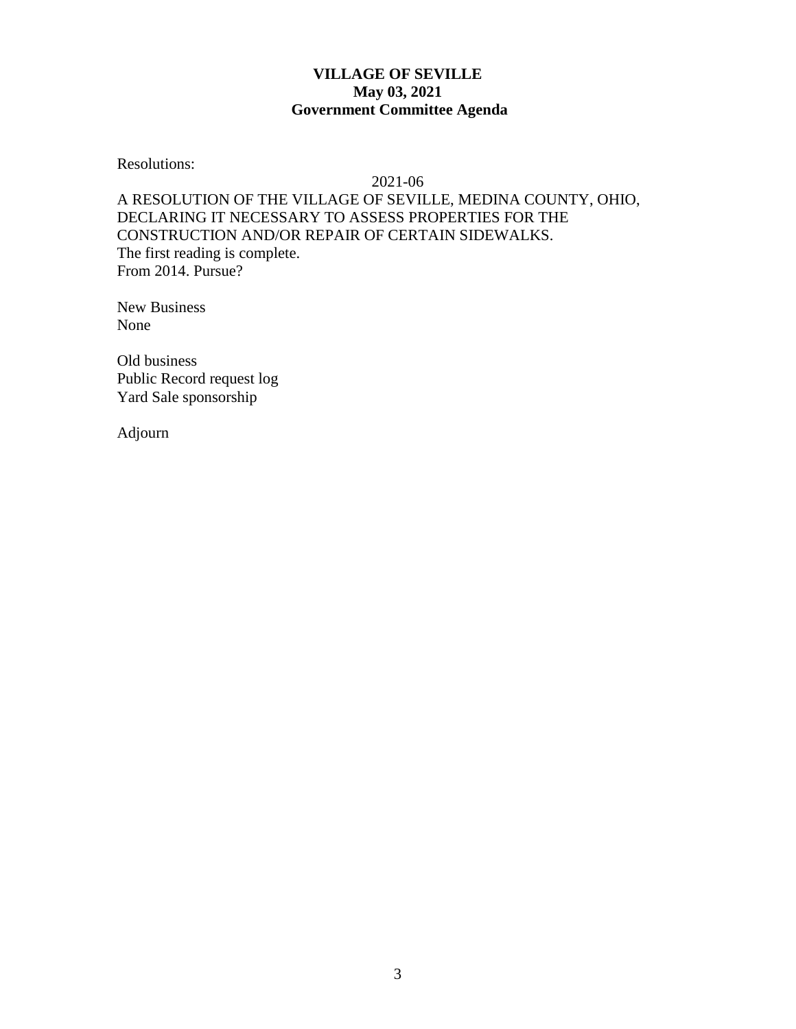**VILLAGE OF SEVILLE**
**May 03, 2021**
**Government Committee Agenda**

Resolutions:

2021-06

A RESOLUTION OF THE VILLAGE OF SEVILLE, MEDINA COUNTY, OHIO, DECLARING IT NECESSARY TO ASSESS PROPERTIES FOR THE CONSTRUCTION AND/OR REPAIR OF CERTAIN SIDEWALKS.
The first reading is complete.
From 2014. Pursue?

New Business
None

Old business
Public Record request log
Yard Sale sponsorship

Adjourn